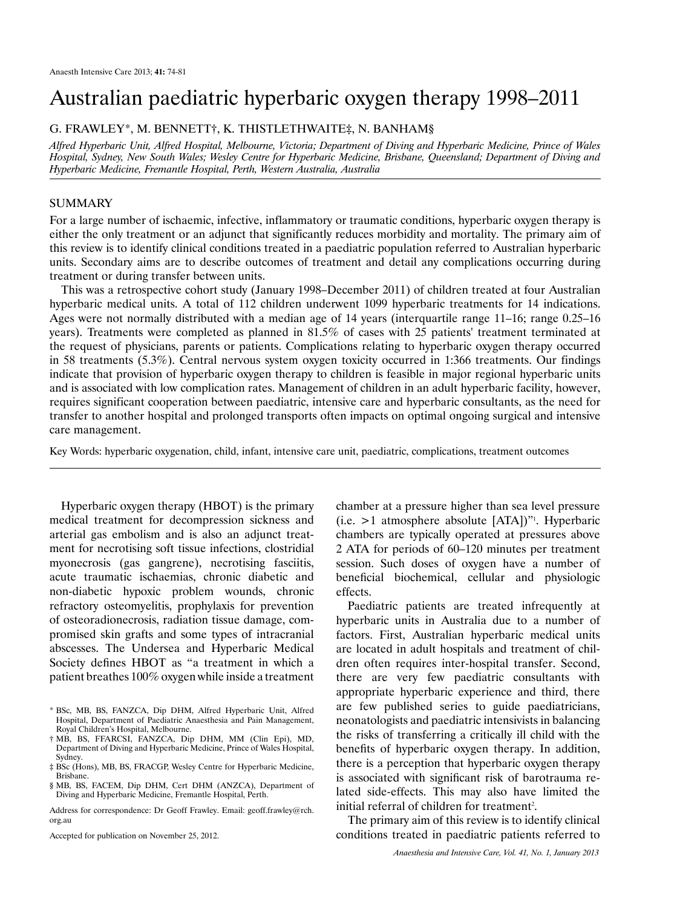# Australian paediatric hyperbaric oxygen therapy 1998–2011

G. FRAWLEY*, M. BENNETT†, K. THISTLETHWAITE‡, N. BANHAM§

*Alfred Hyperbaric Unit, Alfred Hospital, Melbourne, Victoria; Department of Diving and Hyperbaric Medicine, Prince of Wales Hospital, Sydney, New South Wales; Wesley Centre for Hyperbaric Medicine, Brisbane, Queensland; Department of Diving and Hyperbaric Medicine, Fremantle Hospital, Perth, Western Australia, Australia*

## SUMMARY

For a large number of ischaemic, infective, inflammatory or traumatic conditions, hyperbaric oxygen therapy is either the only treatment or an adjunct that significantly reduces morbidity and mortality. The primary aim of this review is to identify clinical conditions treated in a paediatric population referred to Australian hyperbaric units. Secondary aims are to describe outcomes of treatment and detail any complications occurring during treatment or during transfer between units.

This was a retrospective cohort study (January 1998–December 2011) of children treated at four Australian hyperbaric medical units. A total of 112 children underwent 1099 hyperbaric treatments for 14 indications. Ages were not normally distributed with a median age of 14 years (interquartile range 11–16; range 0.25–16 years). Treatments were completed as planned in 81.5% of cases with 25 patients' treatment terminated at the request of physicians, parents or patients. Complications relating to hyperbaric oxygen therapy occurred in 58 treatments (5.3%). Central nervous system oxygen toxicity occurred in 1:366 treatments. Our findings indicate that provision of hyperbaric oxygen therapy to children is feasible in major regional hyperbaric units and is associated with low complication rates. Management of children in an adult hyperbaric facility, however, requires significant cooperation between paediatric, intensive care and hyperbaric consultants, as the need for transfer to another hospital and prolonged transports often impacts on optimal ongoing surgical and intensive care management.

Key Words: hyperbaric oxygenation, child, infant, intensive care unit, paediatric, complications, treatment outcomes

---

Hyperbaric oxygen therapy (HBOT) is the primary medical treatment for decompression sickness and arterial gas embolism and is also an adjunct treatment for necrotising soft tissue infections, clostridial myonecrosis (gas gangrene), necrotising fasciitis, acute traumatic ischaemias, chronic diabetic and non-diabetic hypoxic problem wounds, chronic refractory osteomyelitis, prophylaxis for prevention of osteoradionecrosis, radiation tissue damage, compromised skin grafts and some types of intracranial abscesses. The Undersea and Hyperbaric Medical Society defines HBOT as "a treatment in which a patient breathes 100% oxygen while inside a treatment chamber at a pressure higher than sea level pressure (i.e. >1 atmosphere absolute [ATA])"[1]. Hyperbaric chambers are typically operated at pressures above 2 ATA for periods of 60–120 minutes per treatment session. Such doses of oxygen have a number of beneficial biochemical, cellular and physiologic effects.

Paediatric patients are treated infrequently at hyperbaric units in Australia due to a number of factors. First, Australian hyperbaric medical units are located in adult hospitals and treatment of children often requires inter-hospital transfer. Second, there are very few paediatric consultants with appropriate hyperbaric experience and third, there are few published series to guide paediatricians, neonatologists and paediatric intensivists in balancing the risks of transferring a critically ill child with the benefits of hyperbaric oxygen therapy. In addition, there is a perception that hyperbaric oxygen therapy is associated with significant risk of barotrauma related side-effects. This may also have limited the initial referral of children for treatment[2].

The primary aim of this review is to identify clinical conditions treated in paediatric patients referred to

---

\* BSc, MB, BS, FANZCA, Dip DHM, Alfred Hyperbaric Unit, Alfred Hospital, Department of Paediatric Anaesthesia and Pain Management, Royal Children's Hospital, Melbourne.

† MB, BS, FFARCSI, FANZCA, Dip DHM, MM (Clin Epi), MD, Department of Diving and Hyperbaric Medicine, Prince of Wales Hospital, Sydney.

‡ BSc (Hons), MB, BS, FRACGP, Wesley Centre for Hyperbaric Medicine, Brisbane.

§ MB, BS, FACEM, Dip DHM, Cert DHM (ANZCA), Department of Diving and Hyperbaric Medicine, Fremantle Hospital, Perth.

Address for correspondence: Dr Geoff Frawley. Email: geoff.frawley@rch.org.au

Accepted for publication on November 25, 2012.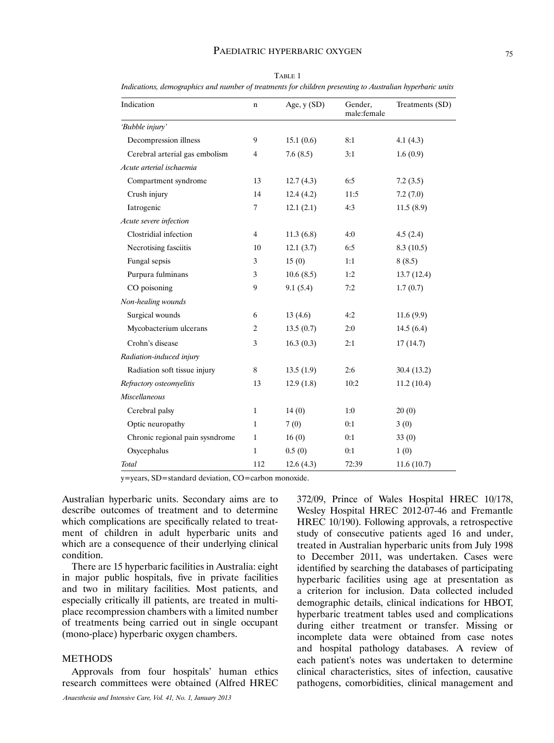TABLE 1

*Indications, demographics and number of treatments for children presenting to Australian hyperbaric units*

| Indication | n | Age, y (SD) | Gender, male:female | Treatments (SD) |
|---|---|---|---|---|
| *'Bubble injury'* | | | | |
| Decompression illness | 9 | 15.1 (0.6) | 8:1 | 4.1 (4.3) |
| Cerebral arterial gas embolism | 4 | 7.6 (8.5) | 3:1 | 1.6 (0.9) |
| *Acute arterial ischaemia* | | | | |
| Compartment syndrome | 13 | 12.7 (4.3) | 6:5 | 7.2 (3.5) |
| Crush injury | 14 | 12.4 (4.2) | 11:5 | 7.2 (7.0) |
| Iatrogenic | 7 | 12.1 (2.1) | 4:3 | 11.5 (8.9) |
| *Acute severe infection* | | | | |
| Clostridial infection | 4 | 11.3 (6.8) | 4:0 | 4.5 (2.4) |
| Necrotising fasciitis | 10 | 12.1 (3.7) | 6:5 | 8.3 (10.5) |
| Fungal sepsis | 3 | 15 (0) | 1:1 | 8 (8.5) |
| Purpura fulminans | 3 | 10.6 (8.5) | 1:2 | 13.7 (12.4) |
| CO poisoning | 9 | 9.1 (5.4) | 7:2 | 1.7 (0.7) |
| *Non-healing wounds* | | | | |
| Surgical wounds | 6 | 13 (4.6) | 4:2 | 11.6 (9.9) |
| Mycobacterium ulcerans | 2 | 13.5 (0.7) | 2:0 | 14.5 (6.4) |
| Crohn's disease | 3 | 16.3 (0.3) | 2:1 | 17 (14.7) |
| *Radiation-induced injury* | | | | |
| Radiation soft tissue injury | 8 | 13.5 (1.9) | 2:6 | 30.4 (13.2) |
| *Refractory osteomyelitis* | 13 | 12.9 (1.8) | 10:2 | 11.2 (10.4) |
| *Miscellaneous* | | | | |
| Cerebral palsy | 1 | 14 (0) | 1:0 | 20 (0) |
| Optic neuropathy | 1 | 7 (0) | 0:1 | 3 (0) |
| Chronic regional pain sysndrome | 1 | 16 (0) | 0:1 | 33 (0) |
| Oxycephalus | 1 | 0.5 (0) | 0:1 | 1 (0) |
| *Total* | 112 | 12.6 (4.3) | 72:39 | 11.6 (10.7) |

y=years, SD=standard deviation, CO=carbon monoxide.

Australian hyperbaric units. Secondary aims are to describe outcomes of treatment and to determine which complications are specifically related to treatment of children in adult hyperbaric units and which are a consequence of their underlying clinical condition.

There are 15 hyperbaric facilities in Australia: eight in major public hospitals, five in private facilities and two in military facilities. Most patients, and especially critically ill patients, are treated in multiplace recompression chambers with a limited number of treatments being carried out in single occupant (mono-place) hyperbaric oxygen chambers.

## METHODS

Approvals from four hospitals' human ethics research committees were obtained (Alfred HREC 372/09, Prince of Wales Hospital HREC 10/178, Wesley Hospital HREC 2012-07-46 and Fremantle HREC 10/190). Following approvals, a retrospective study of consecutive patients aged 16 and under, treated in Australian hyperbaric units from July 1998 to December 2011, was undertaken. Cases were identified by searching the databases of participating hyperbaric facilities using age at presentation as a criterion for inclusion. Data collected included demographic details, clinical indications for HBOT, hyperbaric treatment tables used and complications during either treatment or transfer. Missing or incomplete data were obtained from case notes and hospital pathology databases. A review of each patient's notes was undertaken to determine clinical characteristics, sites of infection, causative pathogens, comorbidities, clinical management and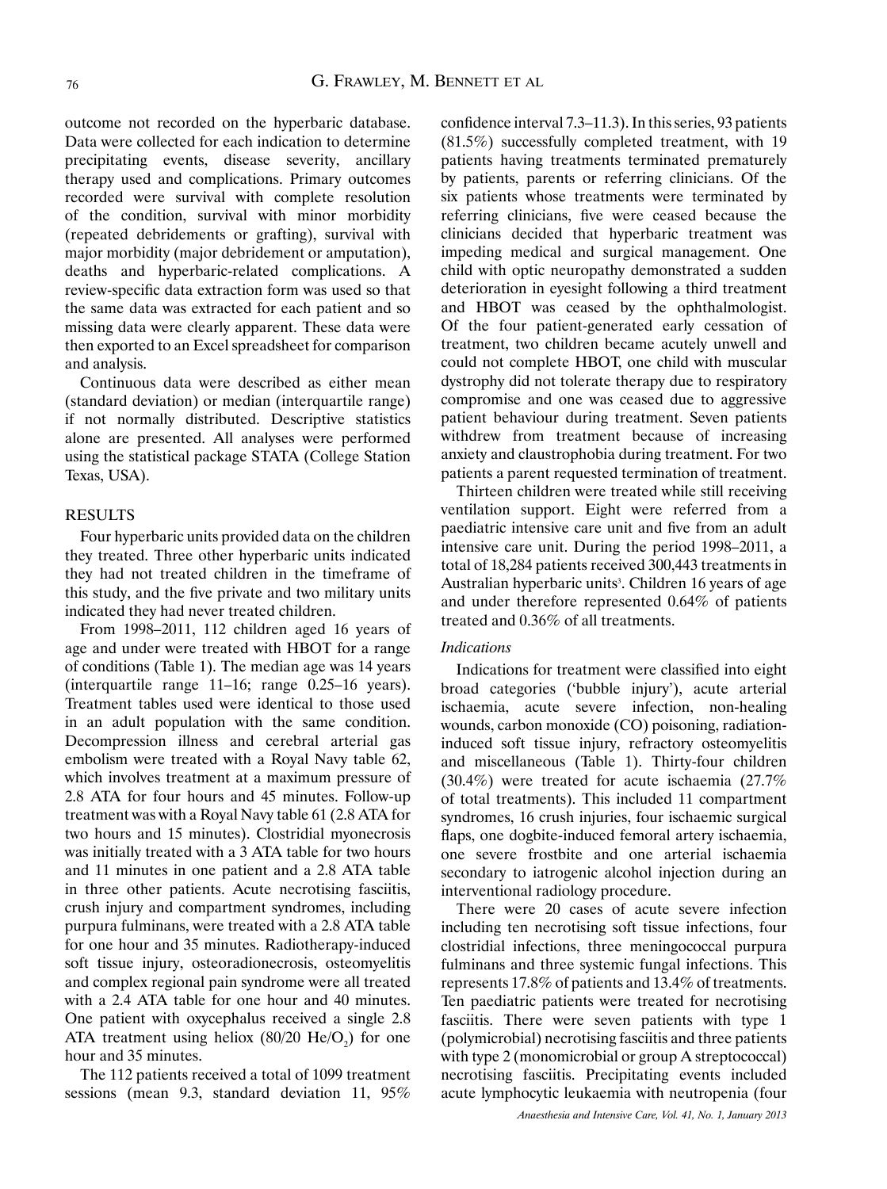outcome not recorded on the hyperbaric database. Data were collected for each indication to determine precipitating events, disease severity, ancillary therapy used and complications. Primary outcomes recorded were survival with complete resolution of the condition, survival with minor morbidity (repeated debridements or grafting), survival with major morbidity (major debridement or amputation), deaths and hyperbaric-related complications. A review-specific data extraction form was used so that the same data was extracted for each patient and so missing data were clearly apparent. These data were then exported to an Excel spreadsheet for comparison and analysis.

Continuous data were described as either mean (standard deviation) or median (interquartile range) if not normally distributed. Descriptive statistics alone are presented. All analyses were performed using the statistical package STATA (College Station Texas, USA).

## RESULTS

Four hyperbaric units provided data on the children they treated. Three other hyperbaric units indicated they had not treated children in the timeframe of this study, and the five private and two military units indicated they had never treated children.

From 1998–2011, 112 children aged 16 years of age and under were treated with HBOT for a range of conditions (Table 1). The median age was 14 years (interquartile range 11–16; range 0.25–16 years). Treatment tables used were identical to those used in an adult population with the same condition. Decompression illness and cerebral arterial gas embolism were treated with a Royal Navy table 62, which involves treatment at a maximum pressure of 2.8 ATA for four hours and 45 minutes. Follow-up treatment was with a Royal Navy table 61 (2.8 ATA for two hours and 15 minutes). Clostridial myonecrosis was initially treated with a 3 ATA table for two hours and 11 minutes in one patient and a 2.8 ATA table in three other patients. Acute necrotising fasciitis, crush injury and compartment syndromes, including purpura fulminans, were treated with a 2.8 ATA table for one hour and 35 minutes. Radiotherapy-induced soft tissue injury, osteoradionecrosis, osteomyelitis and complex regional pain syndrome were all treated with a 2.4 ATA table for one hour and 40 minutes. One patient with oxycephalus received a single 2.8 ATA treatment using heliox (80/20 $He/O_2$) for one hour and 35 minutes.

The 112 patients received a total of 1099 treatment sessions (mean 9.3, standard deviation 11, 95% confidence interval 7.3–11.3). In this series, 93 patients (81.5%) successfully completed treatment, with 19 patients having treatments terminated prematurely by patients, parents or referring clinicians. Of the six patients whose treatments were terminated by referring clinicians, five were ceased because the clinicians decided that hyperbaric treatment was impeding medical and surgical management. One child with optic neuropathy demonstrated a sudden deterioration in eyesight following a third treatment and HBOT was ceased by the ophthalmologist. Of the four patient-generated early cessation of treatment, two children became acutely unwell and could not complete HBOT, one child with muscular dystrophy did not tolerate therapy due to respiratory compromise and one was ceased due to aggressive patient behaviour during treatment. Seven patients withdrew from treatment because of increasing anxiety and claustrophobia during treatment. For two patients a parent requested termination of treatment.

Thirteen children were treated while still receiving ventilation support. Eight were referred from a paediatric intensive care unit and five from an adult intensive care unit. During the period 1998–2011, a total of 18,284 patients received 300,443 treatments in Australian hyperbaric units[3]. Children 16 years of age and under therefore represented 0.64% of patients treated and 0.36% of all treatments.

### *Indications*

Indications for treatment were classified into eight broad categories ('bubble injury'), acute arterial ischaemia, acute severe infection, non-healing wounds, carbon monoxide (CO) poisoning, radiation-induced soft tissue injury, refractory osteomyelitis and miscellaneous (Table 1). Thirty-four children (30.4%) were treated for acute ischaemia (27.7% of total treatments). This included 11 compartment syndromes, 16 crush injuries, four ischaemic surgical flaps, one dogbite-induced femoral artery ischaemia, one severe frostbite and one arterial ischaemia secondary to iatrogenic alcohol injection during an interventional radiology procedure.

There were 20 cases of acute severe infection including ten necrotising soft tissue infections, four clostridial infections, three meningococcal purpura fulminans and three systemic fungal infections. This represents 17.8% of patients and 13.4% of treatments. Ten paediatric patients were treated for necrotising fasciitis. There were seven patients with type 1 (polymicrobial) necrotising fasciitis and three patients with type 2 (monomicrobial or group A streptococcal) necrotising fasciitis. Precipitating events included acute lymphocytic leukaemia with neutropenia (four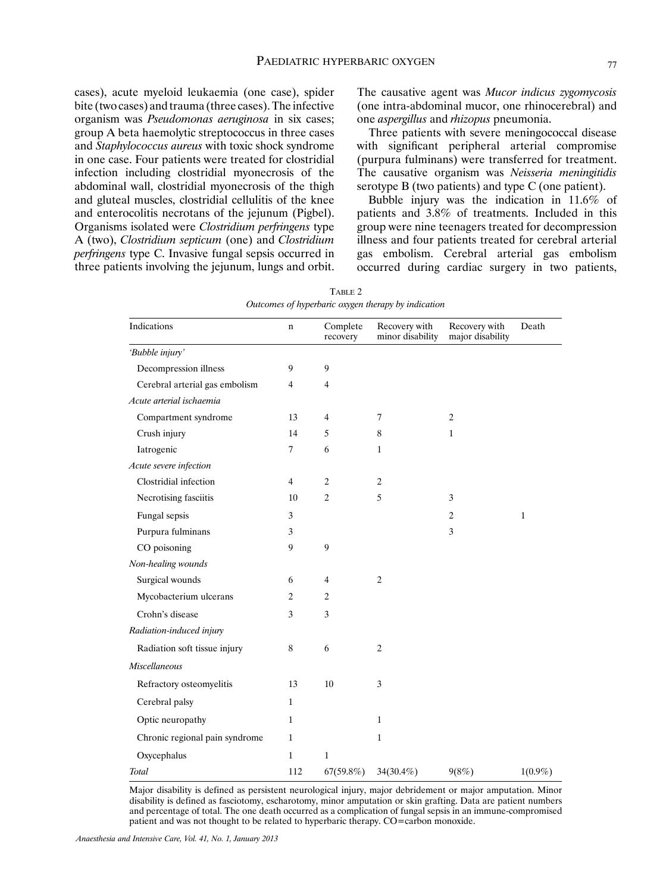cases), acute myeloid leukaemia (one case), spider bite (two cases) and trauma (three cases). The infective organism was *Pseudomonas aeruginosa* in six cases; group A beta haemolytic streptococcus in three cases and *Staphylococcus aureus* with toxic shock syndrome in one case. Four patients were treated for clostridial infection including clostridial myonecrosis of the abdominal wall, clostridial myonecrosis of the thigh and gluteal muscles, clostridial cellulitis of the knee and enterocolitis necrotans of the jejunum (Pigbel). Organisms isolated were *Clostridium perfringens* type A (two), *Clostridium septicum* (one) and *Clostridium perfringens* type C. Invasive fungal sepsis occurred in three patients involving the jejunum, lungs and orbit. The causative agent was *Mucor indicus zygomycosis* (one intra-abdominal mucor, one rhinocerebral) and one *aspergillus* and *rhizopus* pneumonia.

Three patients with severe meningococcal disease with significant peripheral arterial compromise (purpura fulminans) were transferred for treatment. The causative organism was *Neisseria meningitidis* serotype B (two patients) and type C (one patient).

Bubble injury was the indication in 11.6% of patients and 3.8% of treatments. Included in this group were nine teenagers treated for decompression illness and four patients treated for cerebral arterial gas embolism. Cerebral arterial gas embolism occurred during cardiac surgery in two patients,

TABLE 2
*Outcomes of hyperbaric oxygen therapy by indication*

| Indications | n | Complete recovery | Recovery with minor disability | Recovery with major disability | Death |
|---|---|---|---|---|---|
| *'Bubble injury'* | | | | | |
| Decompression illness | 9 | 9 | | | |
| Cerebral arterial gas embolism | 4 | 4 | | | |
| *Acute arterial ischaemia* | | | | | |
| Compartment syndrome | 13 | 4 | 7 | 2 | |
| Crush injury | 14 | 5 | 8 | 1 | |
| Iatrogenic | 7 | 6 | 1 | | |
| *Acute severe infection* | | | | | |
| Clostridial infection | 4 | 2 | 2 | | |
| Necrotising fasciitis | 10 | 2 | 5 | 3 | |
| Fungal sepsis | 3 | | | 2 | 1 |
| Purpura fulminans | 3 | | | 3 | |
| CO poisoning | 9 | 9 | | | |
| *Non-healing wounds* | | | | | |
| Surgical wounds | 6 | 4 | 2 | | |
| Mycobacterium ulcerans | 2 | 2 | | | |
| Crohn's disease | 3 | 3 | | | |
| *Radiation-induced injury* | | | | | |
| Radiation soft tissue injury | 8 | 6 | 2 | | |
| *Miscellaneous* | | | | | |
| Refractory osteomyelitis | 13 | 10 | 3 | | |
| Cerebral palsy | 1 | | | | |
| Optic neuropathy | 1 | | 1 | | |
| Chronic regional pain syndrome | 1 | | 1 | | |
| Oxycephalus | 1 | 1 | | | |
| *Total* | 112 | 67(59.8%) | 34(30.4%) | 9(8%) | 1(0.9%) |

Major disability is defined as persistent neurological injury, major debridement or major amputation. Minor disability is defined as fasciotomy, escharotomy, minor amputation or skin grafting. Data are patient numbers and percentage of total. The one death occurred as a complication of fungal sepsis in an immune-compromised patient and was not thought to be related to hyperbaric therapy. CO=carbon monoxide.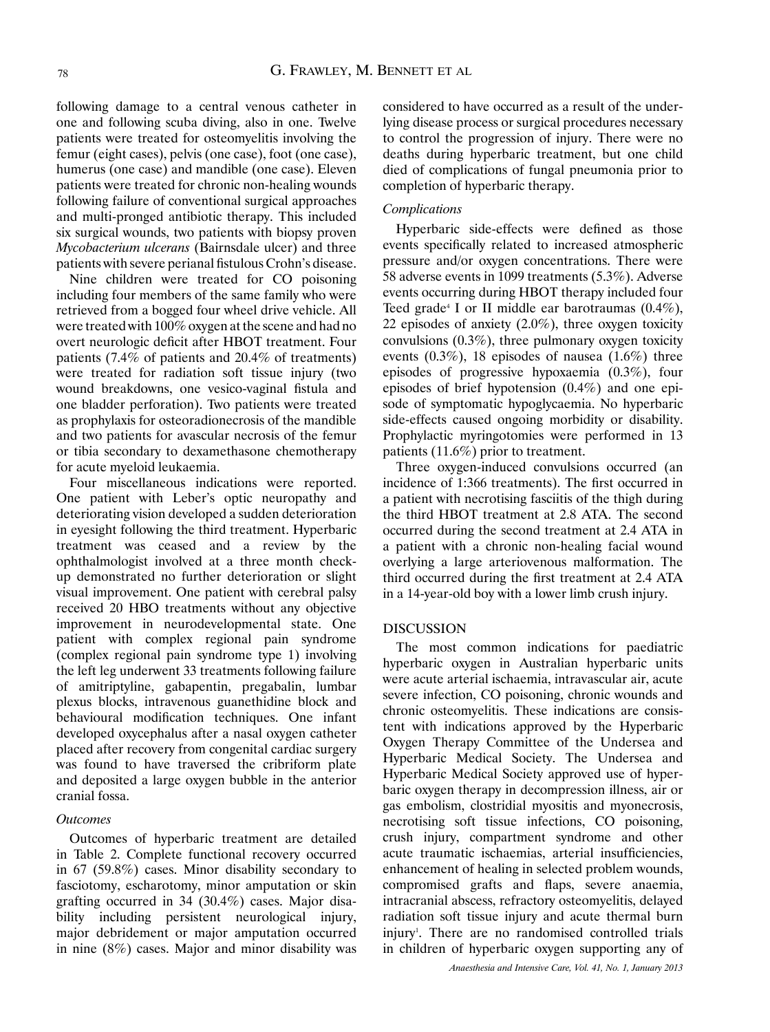following damage to a central venous catheter in one and following scuba diving, also in one. Twelve patients were treated for osteomyelitis involving the femur (eight cases), pelvis (one case), foot (one case), humerus (one case) and mandible (one case). Eleven patients were treated for chronic non-healing wounds following failure of conventional surgical approaches and multi-pronged antibiotic therapy. This included six surgical wounds, two patients with biopsy proven *Mycobacterium ulcerans* (Bairnsdale ulcer) and three patients with severe perianal fistulous Crohn's disease.

Nine children were treated for CO poisoning including four members of the same family who were retrieved from a bogged four wheel drive vehicle. All were treated with 100% oxygen at the scene and had no overt neurologic deficit after HBOT treatment. Four patients (7.4% of patients and 20.4% of treatments) were treated for radiation soft tissue injury (two wound breakdowns, one vesico-vaginal fistula and one bladder perforation). Two patients were treated as prophylaxis for osteoradionecrosis of the mandible and two patients for avascular necrosis of the femur or tibia secondary to dexamethasone chemotherapy for acute myeloid leukaemia.

Four miscellaneous indications were reported. One patient with Leber's optic neuropathy and deteriorating vision developed a sudden deterioration in eyesight following the third treatment. Hyperbaric treatment was ceased and a review by the ophthalmologist involved at a three month check-up demonstrated no further deterioration or slight visual improvement. One patient with cerebral palsy received 20 HBO treatments without any objective improvement in neurodevelopmental state. One patient with complex regional pain syndrome (complex regional pain syndrome type 1) involving the left leg underwent 33 treatments following failure of amitriptyline, gabapentin, pregabalin, lumbar plexus blocks, intravenous guanethidine block and behavioural modification techniques. One infant developed oxycephalus after a nasal oxygen catheter placed after recovery from congenital cardiac surgery was found to have traversed the cribriform plate and deposited a large oxygen bubble in the anterior cranial fossa.

### *Outcomes*

Outcomes of hyperbaric treatment are detailed in Table 2. Complete functional recovery occurred in 67 (59.8%) cases. Minor disability secondary to fasciotomy, escharotomy, minor amputation or skin grafting occurred in 34 (30.4%) cases. Major disability including persistent neurological injury, major debridement or major amputation occurred in nine (8%) cases. Major and minor disability was considered to have occurred as a result of the underlying disease process or surgical procedures necessary to control the progression of injury. There were no deaths during hyperbaric treatment, but one child died of complications of fungal pneumonia prior to completion of hyperbaric therapy.

### *Complications*

Hyperbaric side-effects were defined as those events specifically related to increased atmospheric pressure and/or oxygen concentrations. There were 58 adverse events in 1099 treatments (5.3%). Adverse events occurring during HBOT therapy included four Teed grade[4] I or II middle ear barotraumas (0.4%), 22 episodes of anxiety (2.0%), three oxygen toxicity convulsions (0.3%), three pulmonary oxygen toxicity events (0.3%), 18 episodes of nausea (1.6%) three episodes of progressive hypoxaemia (0.3%), four episodes of brief hypotension (0.4%) and one episode of symptomatic hypoglycaemia. No hyperbaric side-effects caused ongoing morbidity or disability. Prophylactic myringotomies were performed in 13 patients (11.6%) prior to treatment.

Three oxygen-induced convulsions occurred (an incidence of 1:366 treatments). The first occurred in a patient with necrotising fasciitis of the thigh during the third HBOT treatment at 2.8 ATA. The second occurred during the second treatment at 2.4 ATA in a patient with a chronic non-healing facial wound overlying a large arteriovenous malformation. The third occurred during the first treatment at 2.4 ATA in a 14-year-old boy with a lower limb crush injury.

## DISCUSSION

The most common indications for paediatric hyperbaric oxygen in Australian hyperbaric units were acute arterial ischaemia, intravascular air, acute severe infection, CO poisoning, chronic wounds and chronic osteomyelitis. These indications are consistent with indications approved by the Hyperbaric Oxygen Therapy Committee of the Undersea and Hyperbaric Medical Society. The Undersea and Hyperbaric Medical Society approved use of hyperbaric oxygen therapy in decompression illness, air or gas embolism, clostridial myositis and myonecrosis, necrotising soft tissue infections, CO poisoning, crush injury, compartment syndrome and other acute traumatic ischaemias, arterial insufficiencies, enhancement of healing in selected problem wounds, compromised grafts and flaps, severe anaemia, intracranial abscess, refractory osteomyelitis, delayed radiation soft tissue injury and acute thermal burn injury[1]. There are no randomised controlled trials in children of hyperbaric oxygen supporting any of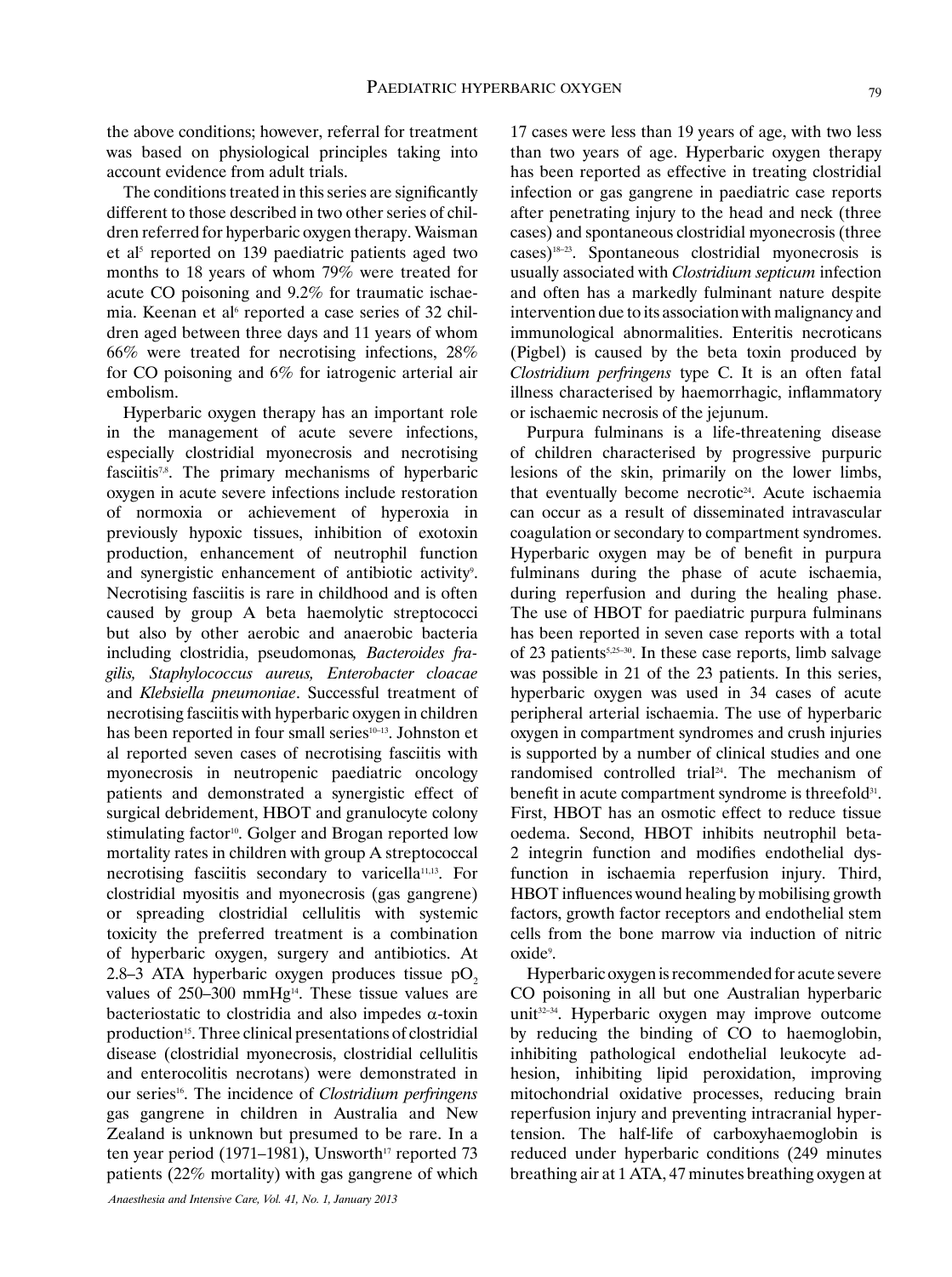the above conditions; however, referral for treatment was based on physiological principles taking into account evidence from adult trials.

The conditions treated in this series are significantly different to those described in two other series of children referred for hyperbaric oxygen therapy. Waisman et al[5] reported on 139 paediatric patients aged two months to 18 years of whom 79% were treated for acute CO poisoning and 9.2% for traumatic ischaemia. Keenan et al[6] reported a case series of 32 children aged between three days and 11 years of whom 66% were treated for necrotising infections, 28% for CO poisoning and 6% for iatrogenic arterial air embolism.

Hyperbaric oxygen therapy has an important role in the management of acute severe infections, especially clostridial myonecrosis and necrotising fasciitis[7,8]. The primary mechanisms of hyperbaric oxygen in acute severe infections include restoration of normoxia or achievement of hyperoxia in previously hypoxic tissues, inhibition of exotoxin production, enhancement of neutrophil function and synergistic enhancement of antibiotic activity[9]. Necrotising fasciitis is rare in childhood and is often caused by group A beta haemolytic streptococci but also by other aerobic and anaerobic bacteria including clostridia, pseudomonas*, Bacteroides fragilis, Staphylococcus aureus, Enterobacter cloacae* and *Klebsiella pneumoniae*. Successful treatment of necrotising fasciitis with hyperbaric oxygen in children has been reported in four small series[10–13]. Johnston et al reported seven cases of necrotising fasciitis with myonecrosis in neutropenic paediatric oncology patients and demonstrated a synergistic effect of surgical debridement, HBOT and granulocyte colony stimulating factor[10]. Golger and Brogan reported low mortality rates in children with group A streptococcal necrotising fasciitis secondary to varicella[11,13]. For clostridial myositis and myonecrosis (gas gangrene) or spreading clostridial cellulitis with systemic toxicity the preferred treatment is a combination of hyperbaric oxygen, surgery and antibiotics. At 2.8–3 ATA hyperbaric oxygen produces tissue $pO_2$ values of 250–300 mmHg[14]. These tissue values are bacteriostatic to clostridia and also impedes $\alpha$-toxin production[15]. Three clinical presentations of clostridial disease (clostridial myonecrosis, clostridial cellulitis and enterocolitis necrotans) were demonstrated in our series[16]. The incidence of *Clostridium perfringens* gas gangrene in children in Australia and New Zealand is unknown but presumed to be rare. In a ten year period (1971–1981), Unsworth[17] reported 73 patients (22% mortality) with gas gangrene of which 17 cases were less than 19 years of age, with two less than two years of age. Hyperbaric oxygen therapy has been reported as effective in treating clostridial infection or gas gangrene in paediatric case reports after penetrating injury to the head and neck (three cases) and spontaneous clostridial myonecrosis (three cases)[18–23]. Spontaneous clostridial myonecrosis is usually associated with *Clostridium septicum* infection and often has a markedly fulminant nature despite intervention due to its association with malignancy and immunological abnormalities. Enteritis necroticans (Pigbel) is caused by the beta toxin produced by *Clostridium perfringens* type C. It is an often fatal illness characterised by haemorrhagic, inflammatory or ischaemic necrosis of the jejunum.

Purpura fulminans is a life-threatening disease of children characterised by progressive purpuric lesions of the skin, primarily on the lower limbs, that eventually become necrotic[24]. Acute ischaemia can occur as a result of disseminated intravascular coagulation or secondary to compartment syndromes. Hyperbaric oxygen may be of benefit in purpura fulminans during the phase of acute ischaemia, during reperfusion and during the healing phase. The use of HBOT for paediatric purpura fulminans has been reported in seven case reports with a total of 23 patients[5,25–30]. In these case reports, limb salvage was possible in 21 of the 23 patients. In this series, hyperbaric oxygen was used in 34 cases of acute peripheral arterial ischaemia. The use of hyperbaric oxygen in compartment syndromes and crush injuries is supported by a number of clinical studies and one randomised controlled trial[24]. The mechanism of benefit in acute compartment syndrome is threefold[31]. First, HBOT has an osmotic effect to reduce tissue oedema. Second, HBOT inhibits neutrophil beta-2 integrin function and modifies endothelial dysfunction in ischaemia reperfusion injury. Third, HBOT influences wound healing by mobilising growth factors, growth factor receptors and endothelial stem cells from the bone marrow via induction of nitric oxide[9].

Hyperbaric oxygen is recommended for acute severe CO poisoning in all but one Australian hyperbaric unit[32–34]. Hyperbaric oxygen may improve outcome by reducing the binding of CO to haemoglobin, inhibiting pathological endothelial leukocyte adhesion, inhibiting lipid peroxidation, improving mitochondrial oxidative processes, reducing brain reperfusion injury and preventing intracranial hypertension. The half-life of carboxyhaemoglobin is reduced under hyperbaric conditions (249 minutes breathing air at 1 ATA, 47 minutes breathing oxygen at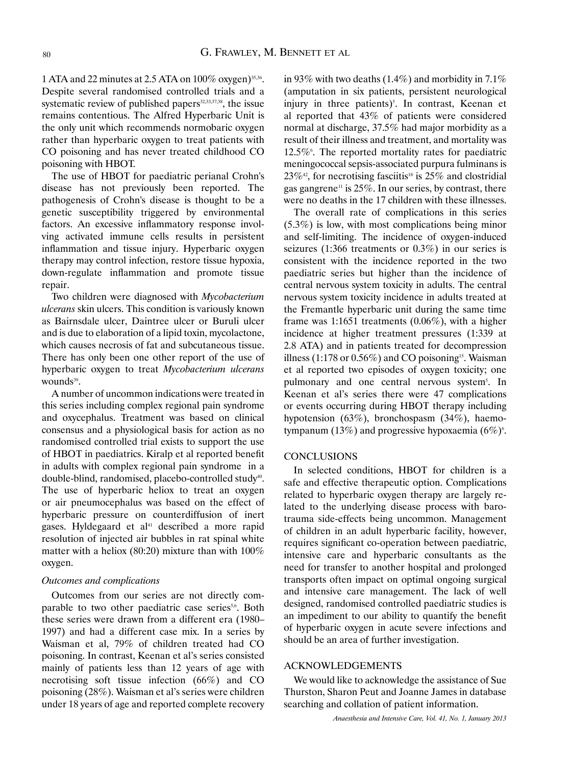1 ATA and 22 minutes at 2.5 ATA on 100% oxygen)[35,36]. Despite several randomised controlled trials and a systematic review of published papers[32,33,37,38], the issue remains contentious. The Alfred Hyperbaric Unit is the only unit which recommends normobaric oxygen rather than hyperbaric oxygen to treat patients with CO poisoning and has never treated childhood CO poisoning with HBOT.

The use of HBOT for paediatric perianal Crohn's disease has not previously been reported. The pathogenesis of Crohn's disease is thought to be a genetic susceptibility triggered by environmental factors. An excessive inflammatory response involving activated immune cells results in persistent inflammation and tissue injury. Hyperbaric oxygen therapy may control infection, restore tissue hypoxia, down-regulate inflammation and promote tissue repair.

Two children were diagnosed with *Mycobacterium ulcerans* skin ulcers. This condition is variously known as Bairnsdale ulcer, Daintree ulcer or Buruli ulcer and is due to elaboration of a lipid toxin, mycolactone, which causes necrosis of fat and subcutaneous tissue. There has only been one other report of the use of hyperbaric oxygen to treat *Mycobacterium ulcerans* wounds[39].

A number of uncommon indications were treated in this series including complex regional pain syndrome and oxycephalus. Treatment was based on clinical consensus and a physiological basis for action as no randomised controlled trial exists to support the use of HBOT in paediatrics. Kiralp et al reported benefit in adults with complex regional pain syndrome in a double-blind, randomised, placebo-controlled study[40]. The use of hyperbaric heliox to treat an oxygen or air pneumocephalus was based on the effect of hyperbaric pressure on counterdiffusion of inert gases. Hyldegaard et al[41] described a more rapid resolution of injected air bubbles in rat spinal white matter with a heliox (80:20) mixture than with 100% oxygen.

### *Outcomes and complications*

Outcomes from our series are not directly comparable to two other paediatric case series[5,6]. Both these series were drawn from a different era (1980–1997) and had a different case mix. In a series by Waisman et al, 79% of children treated had CO poisoning. In contrast, Keenan et al's series consisted mainly of patients less than 12 years of age with necrotising soft tissue infection (66%) and CO poisoning (28%). Waisman et al's series were children under 18 years of age and reported complete recovery in 93% with two deaths (1.4%) and morbidity in 7.1% (amputation in six patients, persistent neurological injury in three patients)[5]. In contrast, Keenan et al reported that 43% of patients were considered normal at discharge, 37.5% had major morbidity as a result of their illness and treatment, and mortality was 12.5%[6]. The reported mortality rates for paediatric meningococcal sepsis-associated purpura fulminans is 23%[42], for necrotising fasciitis[18] is 25% and clostridial gas gangrene[11] is 25%. In our series, by contrast, there were no deaths in the 17 children with these illnesses.

The overall rate of complications in this series (5.3%) is low, with most complications being minor and self-limiting. The incidence of oxygen-induced seizures (1:366 treatments or 0.3%) in our series is consistent with the incidence reported in the two paediatric series but higher than the incidence of central nervous system toxicity in adults. The central nervous system toxicity incidence in adults treated at the Fremantle hyperbaric unit during the same time frame was 1:1651 treatments (0.06%), with a higher incidence at higher treatment pressures (1:339 at 2.8 ATA) and in patients treated for decompression illness (1:178 or 0.56%) and CO poisoning[15]. Waisman et al reported two episodes of oxygen toxicity; one pulmonary and one central nervous system[5]. In Keenan et al's series there were 47 complications or events occurring during HBOT therapy including hypotension (63%), bronchospasm (34%), haemotympanum (13%) and progressive hypoxaemia (6%)[6].

## CONCLUSIONS

In selected conditions, HBOT for children is a safe and effective therapeutic option. Complications related to hyperbaric oxygen therapy are largely related to the underlying disease process with barotrauma side-effects being uncommon. Management of children in an adult hyperbaric facility, however, requires significant co-operation between paediatric, intensive care and hyperbaric consultants as the need for transfer to another hospital and prolonged transports often impact on optimal ongoing surgical and intensive care management. The lack of well designed, randomised controlled paediatric studies is an impediment to our ability to quantify the benefit of hyperbaric oxygen in acute severe infections and should be an area of further investigation.

## ACKNOWLEDGEMENTS

We would like to acknowledge the assistance of Sue Thurston, Sharon Peut and Joanne James in database searching and collation of patient information.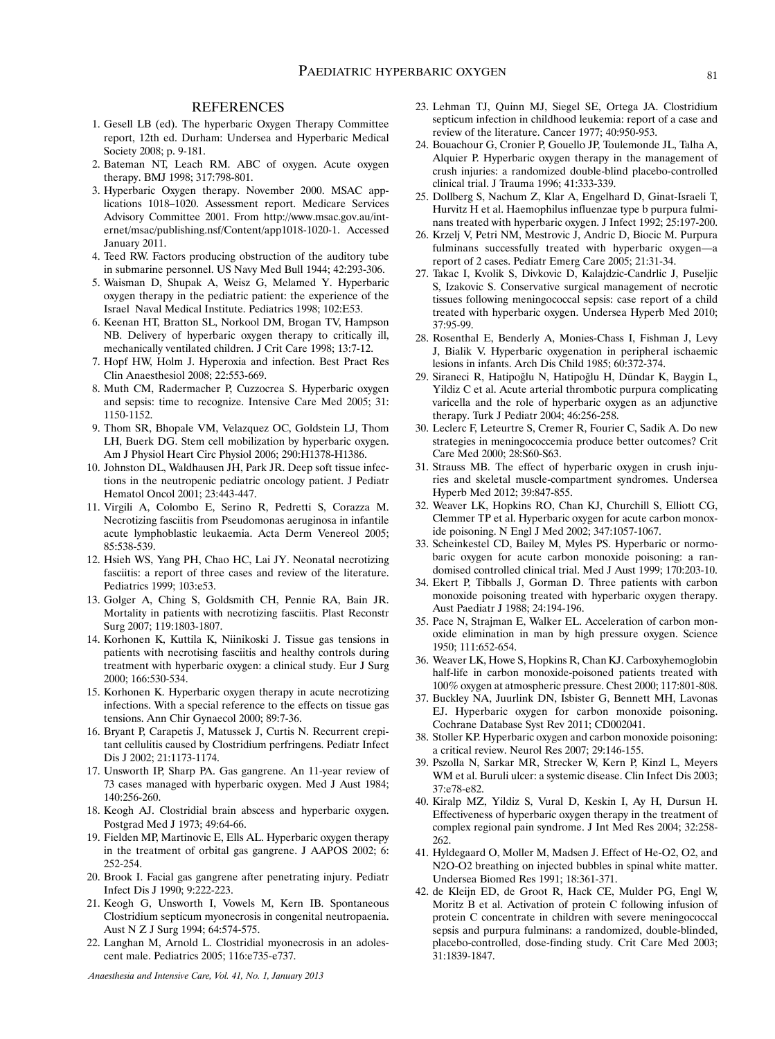## REFERENCES

1. Gesell LB (ed). The hyperbaric Oxygen Therapy Committee report, 12th ed. Durham: Undersea and Hyperbaric Medical Society 2008; p. 9-181.
2. Bateman NT, Leach RM. ABC of oxygen. Acute oxygen therapy. BMJ 1998; 317:798-801.
3. Hyperbaric Oxygen therapy. November 2000. MSAC applications 1018–1020. Assessment report. Medicare Services Advisory Committee 2001. From http://www.msac.gov.au/internet/msac/publishing.nsf/Content/app1018-1020-1. Accessed January 2011.
4. Teed RW. Factors producing obstruction of the auditory tube in submarine personnel. US Navy Med Bull 1944; 42:293-306.
5. Waisman D, Shupak A, Weisz G, Melamed Y. Hyperbaric oxygen therapy in the pediatric patient: the experience of the Israel Naval Medical Institute. Pediatrics 1998; 102:E53.
6. Keenan HT, Bratton SL, Norkool DM, Brogan TV, Hampson NB. Delivery of hyperbaric oxygen therapy to critically ill, mechanically ventilated children. J Crit Care 1998; 13:7-12.
7. Hopf HW, Holm J. Hyperoxia and infection. Best Pract Res Clin Anaesthesiol 2008; 22:553-669.
8. Muth CM, Radermacher P, Cuzzocrea S. Hyperbaric oxygen and sepsis: time to recognize. Intensive Care Med 2005; 31: 1150-1152.
9. Thom SR, Bhopale VM, Velazquez OC, Goldstein LJ, Thom LH, Buerk DG. Stem cell mobilization by hyperbaric oxygen. Am J Physiol Heart Circ Physiol 2006; 290:H1378-H1386.
10. Johnston DL, Waldhausen JH, Park JR. Deep soft tissue infections in the neutropenic pediatric oncology patient. J Pediatr Hematol Oncol 2001; 23:443-447.
11. Virgili A, Colombo E, Serino R, Pedretti S, Corazza M. Necrotizing fasciitis from Pseudomonas aeruginosa in infantile acute lymphoblastic leukaemia. Acta Derm Venereol 2005; 85:538-539.
12. Hsieh WS, Yang PH, Chao HC, Lai JY. Neonatal necrotizing fasciitis: a report of three cases and review of the literature. Pediatrics 1999; 103:e53.
13. Golger A, Ching S, Goldsmith CH, Pennie RA, Bain JR. Mortality in patients with necrotizing fasciitis. Plast Reconstr Surg 2007; 119:1803-1807.
14. Korhonen K, Kuttila K, Niinikoski J. Tissue gas tensions in patients with necrotising fasciitis and healthy controls during treatment with hyperbaric oxygen: a clinical study. Eur J Surg 2000; 166:530-534.
15. Korhonen K. Hyperbaric oxygen therapy in acute necrotizing infections. With a special reference to the effects on tissue gas tensions. Ann Chir Gynaecol 2000; 89:7-36.
16. Bryant P, Carapetis J, Matussek J, Curtis N. Recurrent crepitant cellulitis caused by Clostridium perfringens. Pediatr Infect Dis J 2002; 21:1173-1174.
17. Unsworth IP, Sharp PA. Gas gangrene. An 11-year review of 73 cases managed with hyperbaric oxygen. Med J Aust 1984; 140:256-260.
18. Keogh AJ. Clostridial brain abscess and hyperbaric oxygen. Postgrad Med J 1973; 49:64-66.
19. Fielden MP, Martinovic E, Ells AL. Hyperbaric oxygen therapy in the treatment of orbital gas gangrene. J AAPOS 2002; 6: 252-254.
20. Brook I. Facial gas gangrene after penetrating injury. Pediatr Infect Dis J 1990; 9:222-223.
21. Keogh G, Unsworth I, Vowels M, Kern IB. Spontaneous Clostridium septicum myonecrosis in congenital neutropaenia. Aust N Z J Surg 1994; 64:574-575.
22. Langhan M, Arnold L. Clostridial myonecrosis in an adolescent male. Pediatrics 2005; 116:e735-e737.
23. Lehman TJ, Quinn MJ, Siegel SE, Ortega JA. Clostridium septicum infection in childhood leukemia: report of a case and review of the literature. Cancer 1977; 40:950-953.
24. Bouachour G, Cronier P, Gouello JP, Toulemonde JL, Talha A, Alquier P. Hyperbaric oxygen therapy in the management of crush injuries: a randomized double-blind placebo-controlled clinical trial. J Trauma 1996; 41:333-339.
25. Dollberg S, Nachum Z, Klar A, Engelhard D, Ginat-Israeli T, Hurvitz H et al. Haemophilus influenzae type b purpura fulminans treated with hyperbaric oxygen. J Infect 1992; 25:197-200.
26. Krzelj V, Petri NM, Mestrovic J, Andric D, Biocic M. Purpura fulminans successfully treated with hyperbaric oxygen—a report of 2 cases. Pediatr Emerg Care 2005; 21:31-34.
27. Takac I, Kvolik S, Divkovic D, Kalajdzic-Candrlic J, Puseljic S, Izakovic S. Conservative surgical management of necrotic tissues following meningococcal sepsis: case report of a child treated with hyperbaric oxygen. Undersea Hyperb Med 2010; 37:95-99.
28. Rosenthal E, Benderly A, Monies-Chass I, Fishman J, Levy J, Bialik V. Hyperbaric oxygenation in peripheral ischaemic lesions in infants. Arch Dis Child 1985; 60:372-374.
29. Siraneci R, Hatipoğlu N, Hatipoğlu H, Dündar K, Baygin L, Yildiz C et al. Acute arterial thrombotic purpura complicating varicella and the role of hyperbaric oxygen as an adjunctive therapy. Turk J Pediatr 2004; 46:256-258.
30. Leclerc F, Leteurtre S, Cremer R, Fourier C, Sadik A. Do new strategies in meningococcemia produce better outcomes? Crit Care Med 2000; 28:S60-S63.
31. Strauss MB. The effect of hyperbaric oxygen in crush injuries and skeletal muscle-compartment syndromes. Undersea Hyperb Med 2012; 39:847-855.
32. Weaver LK, Hopkins RO, Chan KJ, Churchill S, Elliott CG, Clemmer TP et al. Hyperbaric oxygen for acute carbon monoxide poisoning. N Engl J Med 2002; 347:1057-1067.
33. Scheinkestel CD, Bailey M, Myles PS. Hyperbaric or normobaric oxygen for acute carbon monoxide poisoning: a randomised controlled clinical trial. Med J Aust 1999; 170:203-10.
34. Ekert P, Tibballs J, Gorman D. Three patients with carbon monoxide poisoning treated with hyperbaric oxygen therapy. Aust Paediatr J 1988; 24:194-196.
35. Pace N, Strajman E, Walker EL. Acceleration of carbon monoxide elimination in man by high pressure oxygen. Science 1950; 111:652-654.
36. Weaver LK, Howe S, Hopkins R, Chan KJ. Carboxyhemoglobin half-life in carbon monoxide-poisoned patients treated with 100% oxygen at atmospheric pressure. Chest 2000; 117:801-808.
37. Buckley NA, Juurlink DN, Isbister G, Bennett MH, Lavonas EJ. Hyperbaric oxygen for carbon monoxide poisoning. Cochrane Database Syst Rev 2011; CD002041.
38. Stoller KP. Hyperbaric oxygen and carbon monoxide poisoning: a critical review. Neurol Res 2007; 29:146-155.
39. Pszolla N, Sarkar MR, Strecker W, Kern P, Kinzl L, Meyers WM et al. Buruli ulcer: a systemic disease. Clin Infect Dis 2003; 37:e78-e82.
40. Kiralp MZ, Yildiz S, Vural D, Keskin I, Ay H, Dursun H. Effectiveness of hyperbaric oxygen therapy in the treatment of complex regional pain syndrome. J Int Med Res 2004; 32:258-262.
41. Hyldegaard O, Moller M, Madsen J. Effect of He-O2, O2, and N2O-O2 breathing on injected bubbles in spinal white matter. Undersea Biomed Res 1991; 18:361-371.
42. de Kleijn ED, de Groot R, Hack CE, Mulder PG, Engl W, Moritz B et al. Activation of protein C following infusion of protein C concentrate in children with severe meningococcal sepsis and purpura fulminans: a randomized, double-blinded, placebo-controlled, dose-finding study. Crit Care Med 2003; 31:1839-1847.